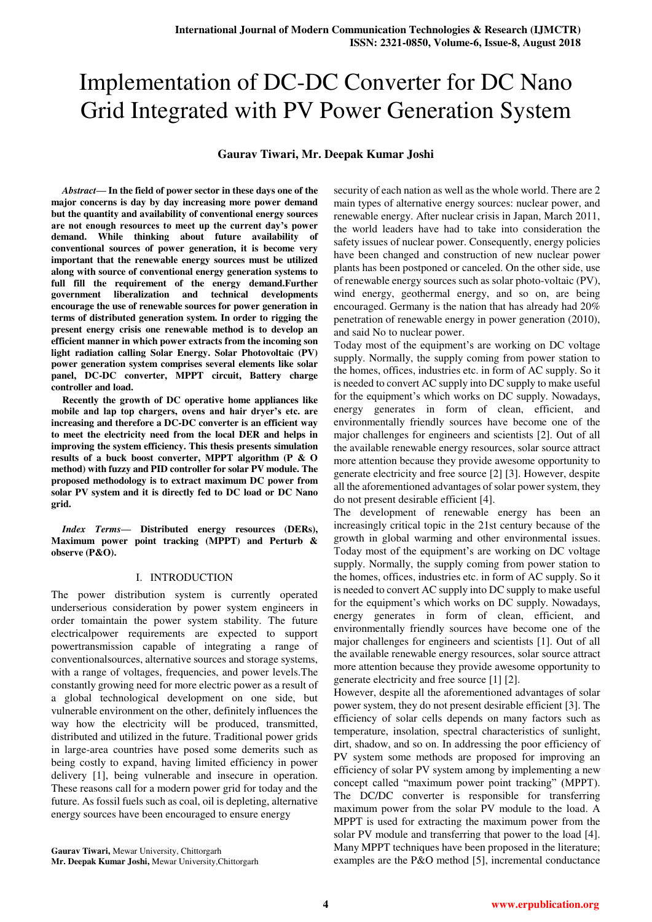# Implementation of DC-DC Converter for DC Nano Grid Integrated with PV Power Generation System

**Gaurav Tiwari, Mr. Deepak Kumar Joshi**

***Abstract*— In the field of power sector in these days one of the major concerns is day by day increasing more power demand but the quantity and availability of conventional energy sources are not enough resources to meet up the current day's power demand. While thinking about future availability of conventional sources of power generation, it is become very important that the renewable energy sources must be utilized along with source of conventional energy generation systems to full fill the requirement of the energy demand.Further government liberalization and technical developments encourage the use of renewable sources for power generation in terms of distributed generation system. In order to rigging the present energy crisis one renewable method is to develop an efficient manner in which power extracts from the incoming son light radiation calling Solar Energy. Solar Photovoltaic (PV) power generation system comprises several elements like solar panel, DC-DC converter, MPPT circuit, Battery charge controller and load.**

**Recently the growth of DC operative home appliances like mobile and lap top chargers, ovens and hair dryer's etc. are increasing and therefore a DC-DC converter is an efficient way to meet the electricity need from the local DER and helps in improving the system efficiency. This thesis presents simulation results of a buck boost converter, MPPT algorithm (P & O method) with fuzzy and PID controller for solar PV module. The proposed methodology is to extract maximum DC power from solar PV system and it is directly fed to DC load or DC Nano grid.**

***Index Terms*— Distributed energy resources (DERs), Maximum power point tracking (MPPT) and Perturb & observe (P&O).**

## I. INTRODUCTION

The power distribution system is currently operated underserious consideration by power system engineers in order tomaintain the power system stability. The future electricalpower requirements are expected to support powertransmission capable of integrating a range of conventionalsources, alternative sources and storage systems, with a range of voltages, frequencies, and power levels.The constantly growing need for more electric power as a result of a global technological development on one side, but vulnerable environment on the other, definitely influences the way how the electricity will be produced, transmitted, distributed and utilized in the future. Traditional power grids in large-area countries have posed some demerits such as being costly to expand, having limited efficiency in power delivery [1], being vulnerable and insecure in operation. These reasons call for a modern power grid for today and the future. As fossil fuels such as coal, oil is depleting, alternative energy sources have been encouraged to ensure energy security of each nation as well as the whole world. There are 2 main types of alternative energy sources: nuclear power, and renewable energy. After nuclear crisis in Japan, March 2011, the world leaders have had to take into consideration the safety issues of nuclear power. Consequently, energy policies have been changed and construction of new nuclear power plants has been postponed or canceled. On the other side, use of renewable energy sources such as solar photo-voltaic (PV), wind energy, geothermal energy, and so on, are being encouraged. Germany is the nation that has already had 20% penetration of renewable energy in power generation (2010), and said No to nuclear power.

Today most of the equipment's are working on DC voltage supply. Normally, the supply coming from power station to the homes, offices, industries etc. in form of AC supply. So it is needed to convert AC supply into DC supply to make useful for the equipment's which works on DC supply. Nowadays, energy generates in form of clean, efficient, and environmentally friendly sources have become one of the major challenges for engineers and scientists [2]. Out of all the available renewable energy resources, solar source attract more attention because they provide awesome opportunity to generate electricity and free source [2] [3]. However, despite all the aforementioned advantages of solar power system, they do not present desirable efficient [4].

The development of renewable energy has been an increasingly critical topic in the 21st century because of the growth in global warming and other environmental issues. Today most of the equipment's are working on DC voltage supply. Normally, the supply coming from power station to the homes, offices, industries etc. in form of AC supply. So it is needed to convert AC supply into DC supply to make useful for the equipment's which works on DC supply. Nowadays, energy generates in form of clean, efficient, and environmentally friendly sources have become one of the major challenges for engineers and scientists [1]. Out of all the available renewable energy resources, solar source attract more attention because they provide awesome opportunity to generate electricity and free source [1] [2].

However, despite all the aforementioned advantages of solar power system, they do not present desirable efficient [3]. The efficiency of solar cells depends on many factors such as temperature, insolation, spectral characteristics of sunlight, dirt, shadow, and so on. In addressing the poor efficiency of PV system some methods are proposed for improving an efficiency of solar PV system among by implementing a new concept called "maximum power point tracking" (MPPT). The DC/DC converter is responsible for transferring maximum power from the solar PV module to the load. A MPPT is used for extracting the maximum power from the solar PV module and transferring that power to the load [4]. Many MPPT techniques have been proposed in the literature; examples are the P&O method [5], incremental conductance

**Gaurav Tiwari,** Mewar University, Chittorgarh
**Mr. Deepak Kumar Joshi,** Mewar University,Chittorgarh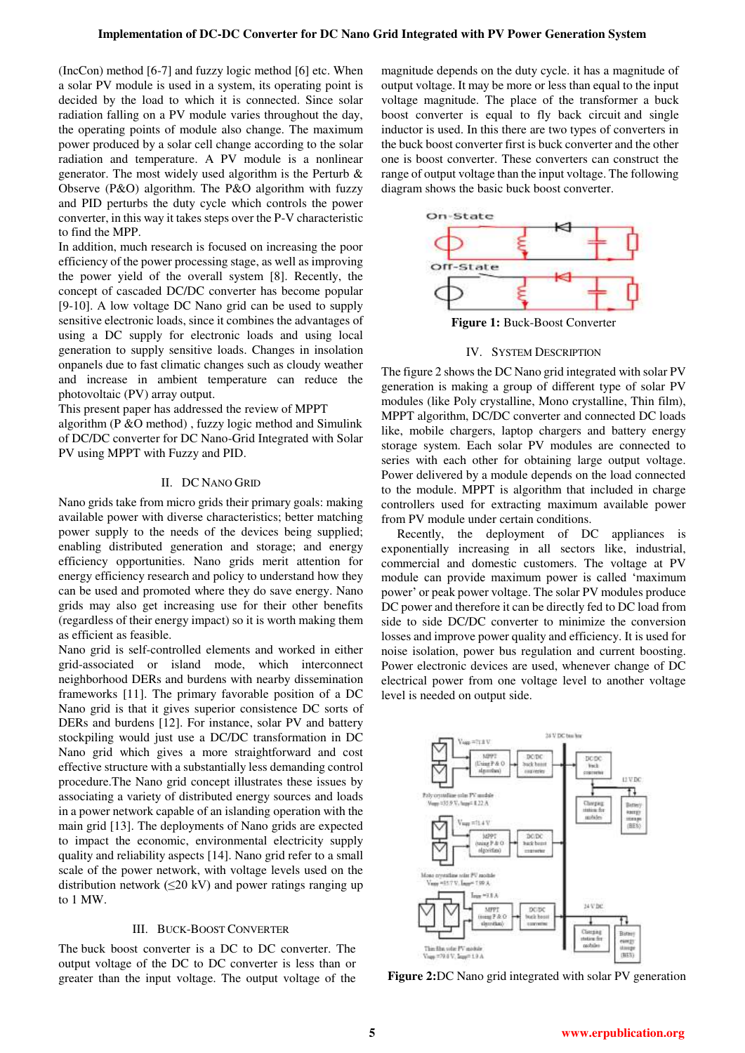(IncCon) method [6-7] and fuzzy logic method [6] etc. When a solar PV module is used in a system, its operating point is decided by the load to which it is connected. Since solar radiation falling on a PV module varies throughout the day, the operating points of module also change. The maximum power produced by a solar cell change according to the solar radiation and temperature. A PV module is a nonlinear generator. The most widely used algorithm is the Perturb & Observe (P&O) algorithm. The P&O algorithm with fuzzy and PID perturbs the duty cycle which controls the power converter, in this way it takes steps over the P-V characteristic to find the MPP.

In addition, much research is focused on increasing the poor efficiency of the power processing stage, as well as improving the power yield of the overall system [8]. Recently, the concept of cascaded DC/DC converter has become popular [9-10]. A low voltage DC Nano grid can be used to supply sensitive electronic loads, since it combines the advantages of using a DC supply for electronic loads and using local generation to supply sensitive loads. Changes in insolation onpanels due to fast climatic changes such as cloudy weather and increase in ambient temperature can reduce the photovoltaic (PV) array output.

This present paper has addressed the review of MPPT algorithm (P &O method) , fuzzy logic method and Simulink of DC/DC converter for DC Nano-Grid Integrated with Solar PV using MPPT with Fuzzy and PID.

## II. DC Nano Grid

Nano grids take from micro grids their primary goals: making available power with diverse characteristics; better matching power supply to the needs of the devices being supplied; enabling distributed generation and storage; and energy efficiency opportunities. Nano grids merit attention for energy efficiency research and policy to understand how they can be used and promoted where they do save energy. Nano grids may also get increasing use for their other benefits (regardless of their energy impact) so it is worth making them as efficient as feasible.

Nano grid is self-controlled elements and worked in either grid-associated or island mode, which interconnect neighborhood DERs and burdens with nearby dissemination frameworks [11]. The primary favorable position of a DC Nano grid is that it gives superior consistence DC sorts of DERs and burdens [12]. For instance, solar PV and battery stockpiling would just use a DC/DC transformation in DC Nano grid which gives a more straightforward and cost effective structure with a substantially less demanding control procedure.The Nano grid concept illustrates these issues by associating a variety of distributed energy sources and loads in a power network capable of an islanding operation with the main grid [13]. The deployments of Nano grids are expected to impact the economic, environmental electricity supply quality and reliability aspects [14]. Nano grid refer to a small scale of the power network, with voltage levels used on the distribution network (≤20 kV) and power ratings ranging up to 1 MW.

## III. Buck-Boost Converter

The buck boost converter is a DC to DC converter. The output voltage of the DC to DC converter is less than or greater than the input voltage. The output voltage of the magnitude depends on the duty cycle. it has a magnitude of output voltage. It may be more or less than equal to the input voltage magnitude. The place of the transformer a buck boost converter is equal to fly back circuit and single inductor is used. In this there are two types of converters in the buck boost converter first is buck converter and the other one is boost converter. These converters can construct the range of output voltage than the input voltage. The following diagram shows the basic buck boost converter.

**Figure 1:** Buck-Boost Converter

## IV. System Description

The figure 2 shows the DC Nano grid integrated with solar PV generation is making a group of different type of solar PV modules (like Poly crystalline, Mono crystalline, Thin film), MPPT algorithm, DC/DC converter and connected DC loads like, mobile chargers, laptop chargers and battery energy storage system. Each solar PV modules are connected to series with each other for obtaining large output voltage. Power delivered by a module depends on the load connected to the module. MPPT is algorithm that included in charge controllers used for extracting maximum available power from PV module under certain conditions.

Recently, the deployment of DC appliances is exponentially increasing in all sectors like, industrial, commercial and domestic customers. The voltage at PV module can provide maximum power is called 'maximum power' or peak power voltage. The solar PV modules produce DC power and therefore it can be directly fed to DC load from side to side DC/DC converter to minimize the conversion losses and improve power quality and efficiency. It is used for noise isolation, power bus regulation and current boosting. Power electronic devices are used, whenever change of DC electrical power from one voltage level to another voltage level is needed on output side.

**Figure 2:** DC Nano grid integrated with solar PV generation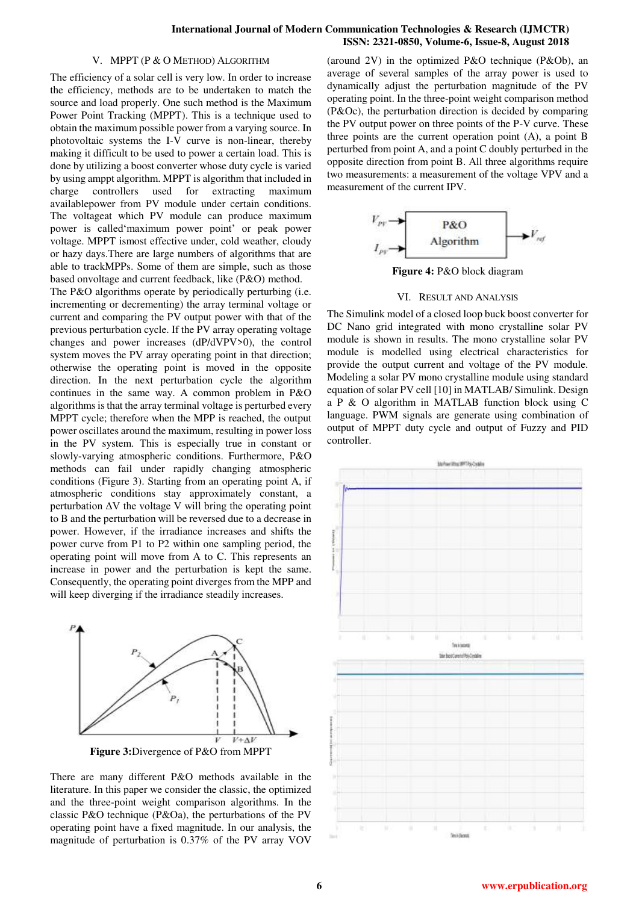## V. MPPT (P & O METHOD) ALGORITHM

The efficiency of a solar cell is very low. In order to increase the efficiency, methods are to be undertaken to match the source and load properly. One such method is the Maximum Power Point Tracking (MPPT). This is a technique used to obtain the maximum possible power from a varying source. In photovoltaic systems the I-V curve is non-linear, thereby making it difficult to be used to power a certain load. This is done by utilizing a boost converter whose duty cycle is varied by using amppt algorithm. MPPT is algorithm that included in charge controllers used for extracting maximum availablepower from PV module under certain conditions. The voltageat which PV module can produce maximum power is called'maximum power point' or peak power voltage. MPPT ismost effective under, cold weather, cloudy or hazy days.There are large numbers of algorithms that are able to trackMPPs. Some of them are simple, such as those based onvoltage and current feedback, like (P&O) method.

The P&O algorithms operate by periodically perturbing (i.e. incrementing or decrementing) the array terminal voltage or current and comparing the PV output power with that of the previous perturbation cycle. If the PV array operating voltage changes and power increases ($dP/dV_{PV}>0$), the control system moves the PV array operating point in that direction; otherwise the operating point is moved in the opposite direction. In the next perturbation cycle the algorithm continues in the same way. A common problem in P&O algorithms is that the array terminal voltage is perturbed every MPPT cycle; therefore when the MPP is reached, the output power oscillates around the maximum, resulting in power loss in the PV system. This is especially true in constant or slowly-varying atmospheric conditions. Furthermore, P&O methods can fail under rapidly changing atmospheric conditions (Figure 3). Starting from an operating point A, if atmospheric conditions stay approximately constant, a perturbation $\Delta V$ the voltage V will bring the operating point to B and the perturbation will be reversed due to a decrease in power. However, if the irradiance increases and shifts the power curve from P1 to P2 within one sampling period, the operating point will move from A to C. This represents an increase in power and the perturbation is kept the same. Consequently, the operating point diverges from the MPP and will keep diverging if the irradiance steadily increases.

**Figure 3:**Divergence of P&O from MPPT

There are many different P&O methods available in the literature. In this paper we consider the classic, the optimized and the three-point weight comparison algorithms. In the classic P&O technique (P&Oa), the perturbations of the PV operating point have a fixed magnitude. In our analysis, the magnitude of perturbation is 0.37% of the PV array VOV (around 2V) in the optimized P&O technique (P&Ob), an average of several samples of the array power is used to dynamically adjust the perturbation magnitude of the PV operating point. In the three-point weight comparison method (P&Oc), the perturbation direction is decided by comparing the PV output power on three points of the P-V curve. These three points are the current operation point (A), a point B perturbed from point A, and a point C doubly perturbed in the opposite direction from point B. All three algorithms require two measurements: a measurement of the voltage VPV and a measurement of the current IPV.

**Figure 4:** P&O block diagram

## VI. RESULT AND ANALYSIS

The Simulink model of a closed loop buck boost converter for DC Nano grid integrated with mono crystalline solar PV module is shown in results. The mono crystalline solar PV module is modelled using electrical characteristics for provide the output current and voltage of the PV module. Modeling a solar PV mono crystalline module using standard equation of solar PV cell [10] in MATLAB/ Simulink. Design a P & O algorithm in MATLAB function block using C language. PWM signals are generate using combination of output of MPPT duty cycle and output of Fuzzy and PID controller.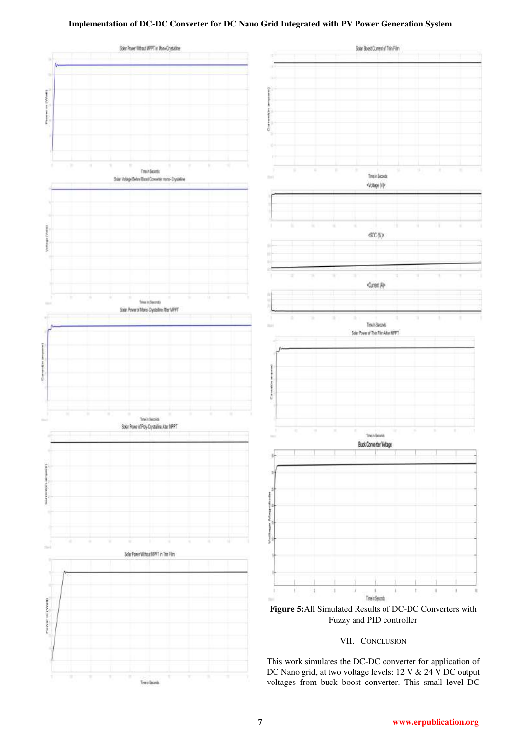Figure 5:All Simulated Results of DC-DC Converters with Fuzzy and PID controller

## VII. CONCLUSION

This work simulates the DC-DC converter for application of DC Nano grid, at two voltage levels: 12 V & 24 V DC output voltages from buck boost converter. This small level DC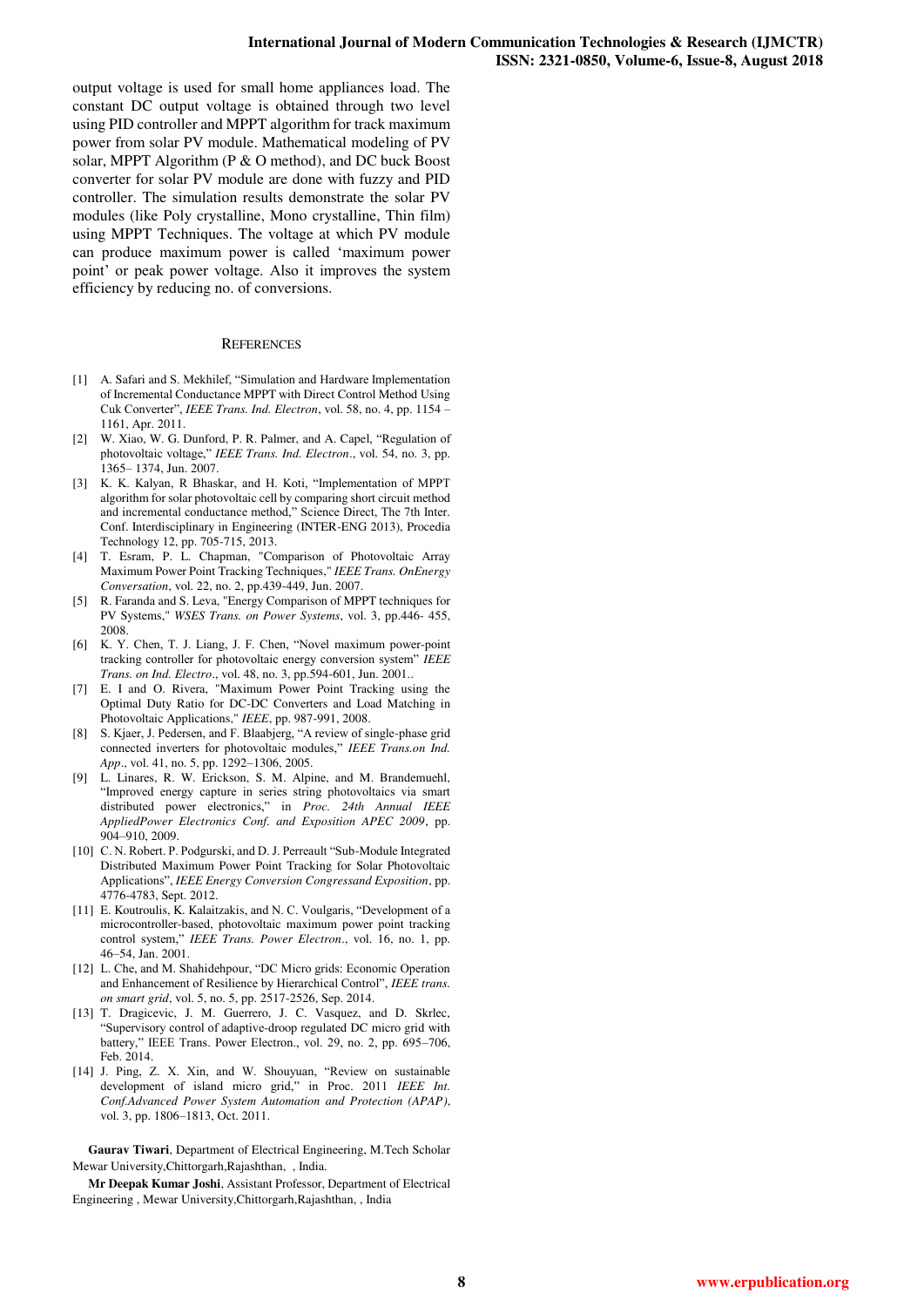output voltage is used for small home appliances load. The constant DC output voltage is obtained through two level using PID controller and MPPT algorithm for track maximum power from solar PV module. Mathematical modeling of PV solar, MPPT Algorithm (P & O method), and DC buck Boost converter for solar PV module are done with fuzzy and PID controller. The simulation results demonstrate the solar PV modules (like Poly crystalline, Mono crystalline, Thin film) using MPPT Techniques. The voltage at which PV module can produce maximum power is called 'maximum power point' or peak power voltage. Also it improves the system efficiency by reducing no. of conversions.

## REFERENCES

[1] A. Safari and S. Mekhilef, "Simulation and Hardware Implementation of Incremental Conductance MPPT with Direct Control Method Using Cuk Converter", *IEEE Trans. Ind. Electron*, vol. 58, no. 4, pp. 1154 – 1161, Apr. 2011.

[2] W. Xiao, W. G. Dunford, P. R. Palmer, and A. Capel, "Regulation of photovoltaic voltage," *IEEE Trans. Ind. Electron*., vol. 54, no. 3, pp. 1365– 1374, Jun. 2007.

[3] K. K. Kalyan, R Bhaskar, and H. Koti, "Implementation of MPPT algorithm for solar photovoltaic cell by comparing short circuit method and incremental conductance method," Science Direct, The 7th Inter. Conf. Interdisciplinary in Engineering (INTER-ENG 2013), Procedia Technology 12, pp. 705-715, 2013.

[4] T. Esram, P. L. Chapman, "Comparison of Photovoltaic Array Maximum Power Point Tracking Techniques," *IEEE Trans. OnEnergy Conversation*, vol. 22, no. 2, pp.439-449, Jun. 2007.

[5] R. Faranda and S. Leva, "Energy Comparison of MPPT techniques for PV Systems," *WSES Trans. on Power Systems*, vol. 3, pp.446- 455, 2008.

[6] K. Y. Chen, T. J. Liang, J. F. Chen, "Novel maximum power-point tracking controller for photovoltaic energy conversion system" *IEEE Trans. on Ind. Electro*., vol. 48, no. 3, pp.594-601, Jun. 2001..

[7] E. I and O. Rivera, "Maximum Power Point Tracking using the Optimal Duty Ratio for DC-DC Converters and Load Matching in Photovoltaic Applications," *IEEE*, pp. 987-991, 2008.

[8] S. Kjaer, J. Pedersen, and F. Blaabjerg, "A review of single-phase grid connected inverters for photovoltaic modules," *IEEE Trans.on Ind. App*., vol. 41, no. 5, pp. 1292–1306, 2005.

[9] L. Linares, R. W. Erickson, S. M. Alpine, and M. Brandemuehl, "Improved energy capture in series string photovoltaics via smart distributed power electronics," in *Proc. 24th Annual IEEE AppliedPower Electronics Conf. and Exposition APEC 2009*, pp. 904–910, 2009.

[10] C. N. Robert. P. Podgurski, and D. J. Perreault "Sub-Module Integrated Distributed Maximum Power Point Tracking for Solar Photovoltaic Applications", *IEEE Energy Conversion Congressand Exposition*, pp. 4776-4783, Sept. 2012.

[11] E. Koutroulis, K. Kalaitzakis, and N. C. Voulgaris, "Development of a microcontroller-based, photovoltaic maximum power point tracking control system," *IEEE Trans. Power Electron*., vol. 16, no. 1, pp. 46–54, Jan. 2001.

[12] L. Che, and M. Shahidehpour, "DC Micro grids: Economic Operation and Enhancement of Resilience by Hierarchical Control", *IEEE trans. on smart grid*, vol. 5, no. 5, pp. 2517-2526, Sep. 2014.

[13] T. Dragicevic, J. M. Guerrero, J. C. Vasquez, and D. Skrlec, "Supervisory control of adaptive-droop regulated DC micro grid with battery," IEEE Trans. Power Electron., vol. 29, no. 2, pp. 695–706, Feb. 2014.

[14] J. Ping, Z. X. Xin, and W. Shouyuan, "Review on sustainable development of island micro grid," in Proc. 2011 *IEEE Int. Conf.Advanced Power System Automation and Protection (APAP)*, vol. 3, pp. 1806–1813, Oct. 2011.

**Gaurav Tiwari**, Department of Electrical Engineering, M.Tech Scholar Mewar University,Chittorgarh,Rajashthan, , India.

**Mr Deepak Kumar Joshi**, Assistant Professor, Department of Electrical Engineering , Mewar University,Chittorgarh,Rajashthan, , India